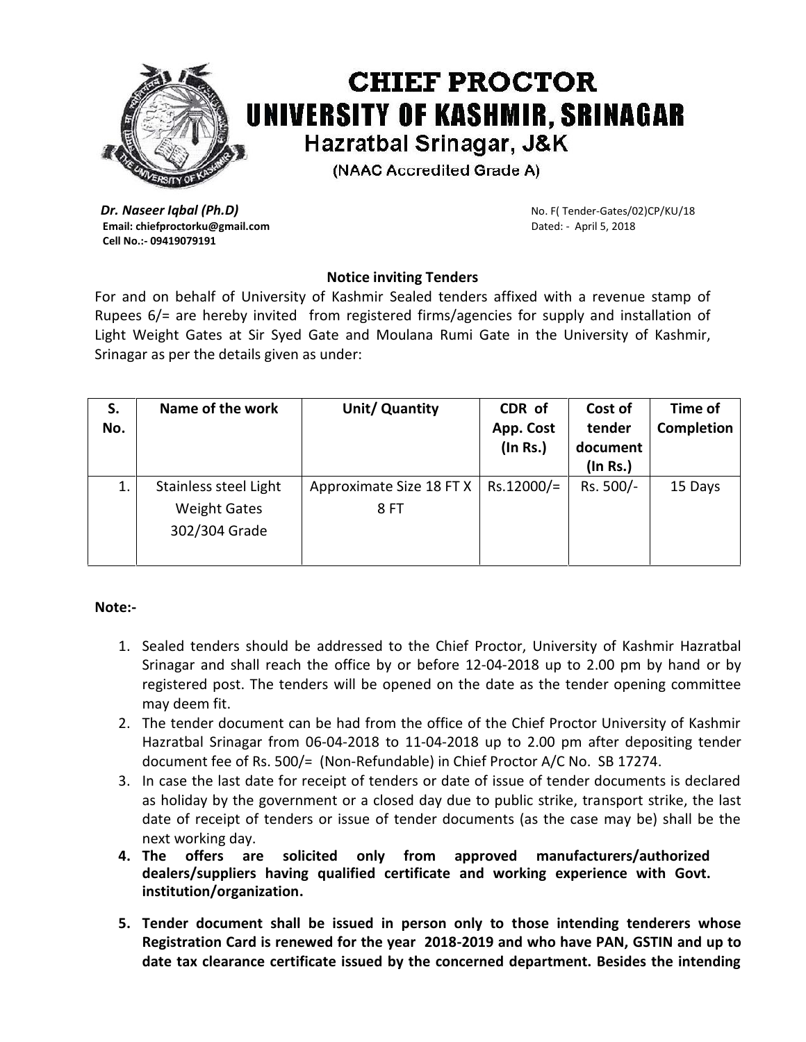# CHIEF PROCTOR
# UNIVERSITY OF KASHMIR, SRINAGAR
## Hazratbal Srinagar, J&K
(NAAC Accredited Grade A)

***Dr. Naseer Iqbal (Ph.D)***
**Email: chiefproctorku@gmail.com**
**Cell No.:- 09419079191**

No. F( Tender-Gates/02)CP/KU/18
Dated: - April 5, 2018

### Notice inviting Tenders

For and on behalf of University of Kashmir Sealed tenders affixed with a revenue stamp of Rupees 6/= are hereby invited from registered firms/agencies for supply and installation of Light Weight Gates at Sir Syed Gate and Moulana Rumi Gate in the University of Kashmir, Srinagar as per the details given as under:

| S. No. | Name of the work | Unit/ Quantity | CDR of App. Cost (In Rs.) | Cost of tender document (In Rs.) | Time of Completion |
|---|---|---|---|---|---|
| 1. | Stainless steel Light Weight Gates 302/304 Grade | Approximate Size 18 FT X 8 FT | Rs.12000/= | Rs. 500/- | 15 Days |

**Note:-**

1. Sealed tenders should be addressed to the Chief Proctor, University of Kashmir Hazratbal Srinagar and shall reach the office by or before 12-04-2018 up to 2.00 pm by hand or by registered post. The tenders will be opened on the date as the tender opening committee may deem fit.
2. The tender document can be had from the office of the Chief Proctor University of Kashmir Hazratbal Srinagar from 06-04-2018 to 11-04-2018 up to 2.00 pm after depositing tender document fee of Rs. 500/= (Non-Refundable) in Chief Proctor A/C No. SB 17274.
3. In case the last date for receipt of tenders or date of issue of tender documents is declared as holiday by the government or a closed day due to public strike, transport strike, the last date of receipt of tenders or issue of tender documents (as the case may be) shall be the next working day.
4. **The offers are solicited only from approved manufacturers/authorized dealers/suppliers having qualified certificate and working experience with Govt. institution/organization.**
5. **Tender document shall be issued in person only to those intending tenderers whose Registration Card is renewed for the year 2018-2019 and who have PAN, GSTIN and up to date tax clearance certificate issued by the concerned department. Besides the intending**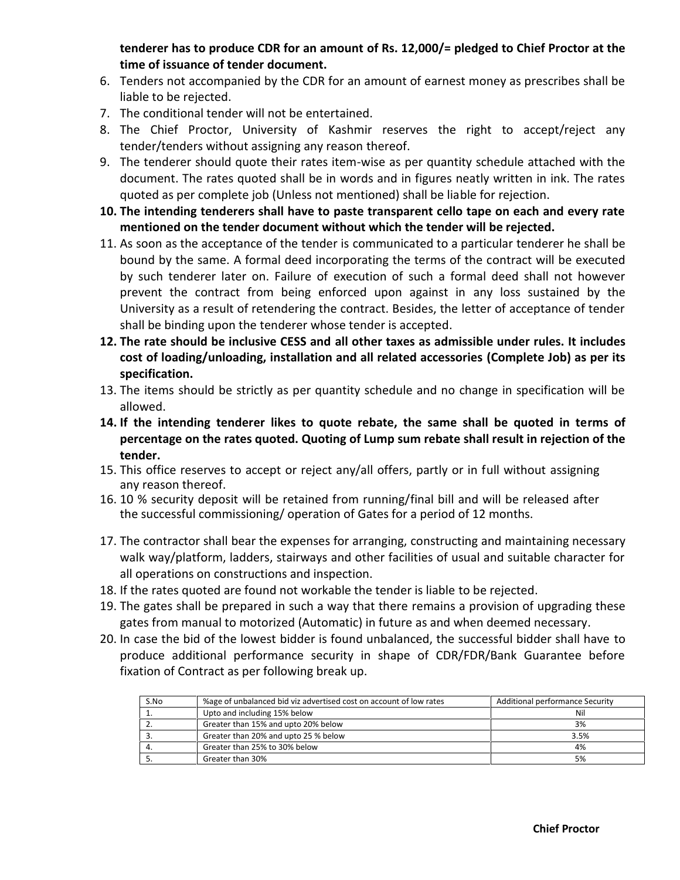**tenderer has to produce CDR for an amount of Rs. 12,000/= pledged to Chief Proctor at the time of issuance of tender document.**

6. Tenders not accompanied by the CDR for an amount of earnest money as prescribes shall be liable to be rejected.
7. The conditional tender will not be entertained.
8. The Chief Proctor, University of Kashmir reserves the right to accept/reject any tender/tenders without assigning any reason thereof.
9. The tenderer should quote their rates item-wise as per quantity schedule attached with the document. The rates quoted shall be in words and in figures neatly written in ink. The rates quoted as per complete job (Unless not mentioned) shall be liable for rejection.
10. **The intending tenderers shall have to paste transparent cello tape on each and every rate mentioned on the tender document without which the tender will be rejected.**
11. As soon as the acceptance of the tender is communicated to a particular tenderer he shall be bound by the same. A formal deed incorporating the terms of the contract will be executed by such tenderer later on. Failure of execution of such a formal deed shall not however prevent the contract from being enforced upon against in any loss sustained by the University as a result of retendering the contract. Besides, the letter of acceptance of tender shall be binding upon the tenderer whose tender is accepted.
12. **The rate should be inclusive CESS and all other taxes as admissible under rules. It includes cost of loading/unloading, installation and all related accessories (Complete Job) as per its specification.**
13. The items should be strictly as per quantity schedule and no change in specification will be allowed.
14. **If the intending tenderer likes to quote rebate, the same shall be quoted in terms of percentage on the rates quoted. Quoting of Lump sum rebate shall result in rejection of the tender.**
15. This office reserves to accept or reject any/all offers, partly or in full without assigning any reason thereof.
16. 10 % security deposit will be retained from running/final bill and will be released after the successful commissioning/ operation of Gates for a period of 12 months.
17. The contractor shall bear the expenses for arranging, constructing and maintaining necessary walk way/platform, ladders, stairways and other facilities of usual and suitable character for all operations on constructions and inspection.
18. If the rates quoted are found not workable the tender is liable to be rejected.
19. The gates shall be prepared in such a way that there remains a provision of upgrading these gates from manual to motorized (Automatic) in future as and when deemed necessary.
20. In case the bid of the lowest bidder is found unbalanced, the successful bidder shall have to produce additional performance security in shape of CDR/FDR/Bank Guarantee before fixation of Contract as per following break up.

| S.No | %age of unbalanced bid viz advertised cost on account of low rates | Additional performance Security |
|---|---|---|
| 1. | Upto and including 15% below | Nil |
| 2. | Greater than 15% and upto 20% below | 3% |
| 3. | Greater than 20% and upto 25 % below | 3.5% |
| 4. | Greater than 25% to 30% below | 4% |
| 5. | Greater than 30% | 5% |

**Chief Proctor**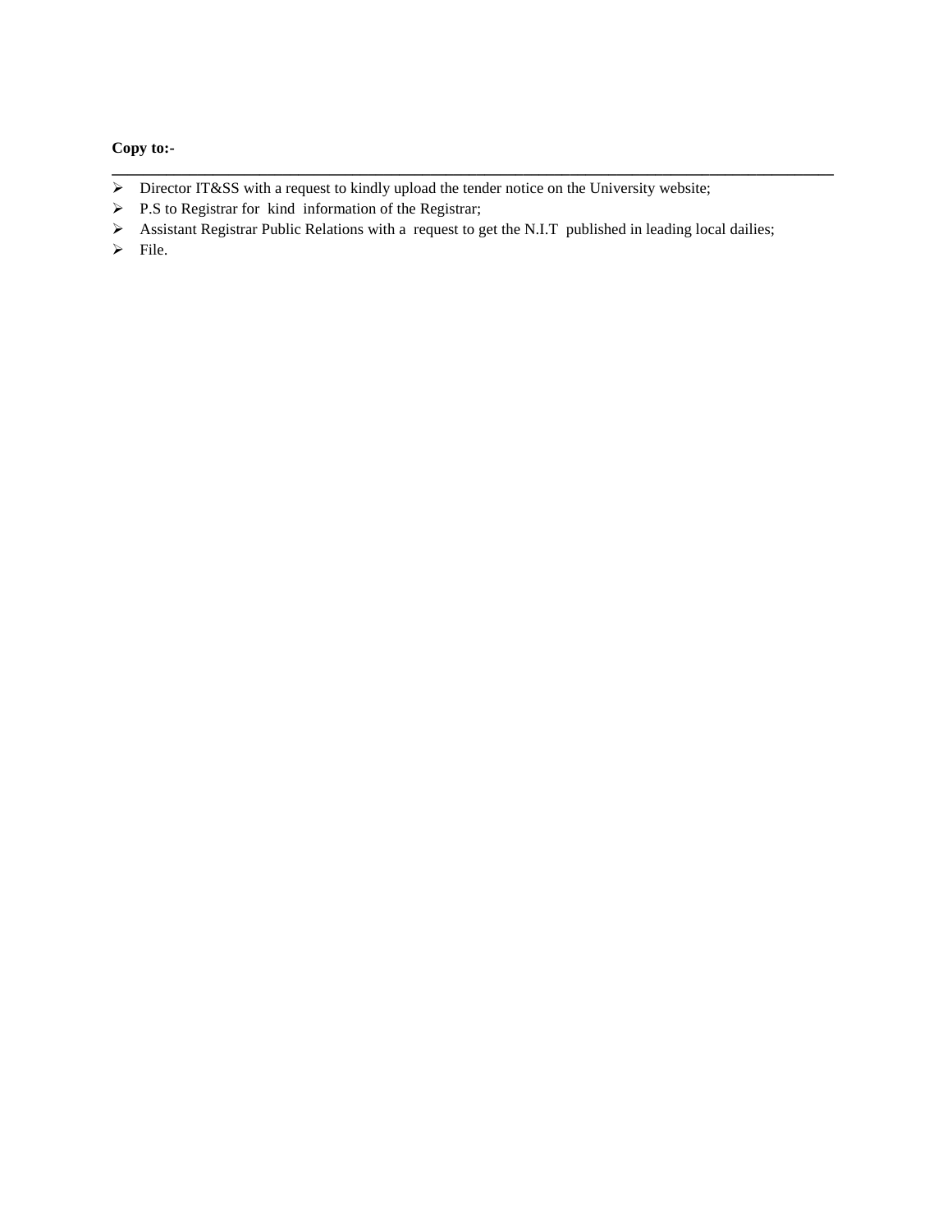**Copy to:-**

---

- Director IT&SS with a request to kindly upload the tender notice on the University website;
- P.S to Registrar for kind information of the Registrar;
- Assistant Registrar Public Relations with a request to get the N.I.T published in leading local dailies;
- File.